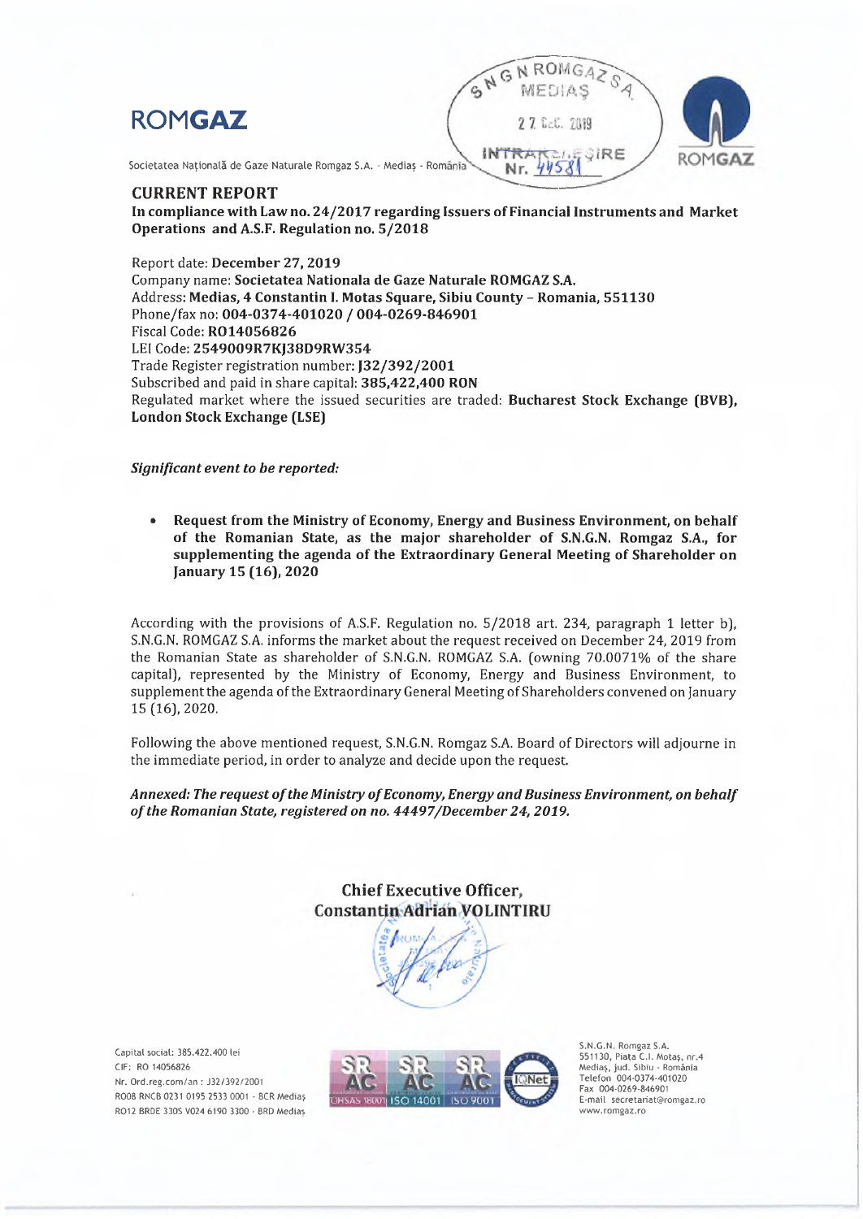ROMGAZ

Societatea Națională de Gaze Naturale Romgaz S.A. - Mediaș - România

## CURRENT REPORT

**In compliance with Law no. 24/2017 regarding Issuers of Financial Instruments and Market Operations and A.S.F. Regulation no. 5/2018**

Report date: **December 27, 2019**
Company name: **Societatea Nationala de Gaze Naturale ROMGAZ S.A.**
Address: **Medias, 4 Constantin I. Motas Square, Sibiu County – Romania, 551130**
Phone/fax no: **004-0374-401020 / 004-0269-846901**
Fiscal Code: **RO14056826**
LEI Code: **2549009R7KJ38D9RW354**
Trade Register registration number: **J32/392/2001**
Subscribed and paid in share capital: **385,422,400 RON**
Regulated market where the issued securities are traded: **Bucharest Stock Exchange (BVB), London Stock Exchange (LSE)**

***Significant event to be reported:***

- **Request from the Ministry of Economy, Energy and Business Environment, on behalf of the Romanian State, as the major shareholder of S.N.G.N. Romgaz S.A., for supplementing the agenda of the Extraordinary General Meeting of Shareholder on January 15 (16), 2020**

According with the provisions of A.S.F. Regulation no. 5/2018 art. 234, paragraph 1 letter b), S.N.G.N. ROMGAZ S.A. informs the market about the request received on December 24, 2019 from the Romanian State as shareholder of S.N.G.N. ROMGAZ S.A. (owning 70.0071% of the share capital), represented by the Ministry of Economy, Energy and Business Environment, to supplement the agenda of the Extraordinary General Meeting of Shareholders convened on January 15 (16), 2020.

Following the above mentioned request, S.N.G.N. Romgaz S.A. Board of Directors will adjourne in the immediate period, in order to analyze and decide upon the request.

***Annexed: The request of the Ministry of Economy, Energy and Business Environment, on behalf of the Romanian State, registered on no. 44497/December 24, 2019.***

**Chief Executive Officer,**
**Constantin Adrian VOLINTIRU**

Capital social: 385.422.400 lei
CIF: RO 14056826
Nr. Ord.reg.com/an : J32/392/2001
RO08 RNCB 0231 0195 2533 0001 - BCR Mediaș
RO12 BRDE 330S V024 6190 3300 - BRD Mediaș

S.N.G.N. Romgaz S.A.
551130, Piața C.I. Motaș, nr.4
Mediaș, jud. Sibiu - România
Telefon 004-0374-401020
Fax 004-0269-846901
E-mail secretariat@romgaz.ro
www.romgaz.ro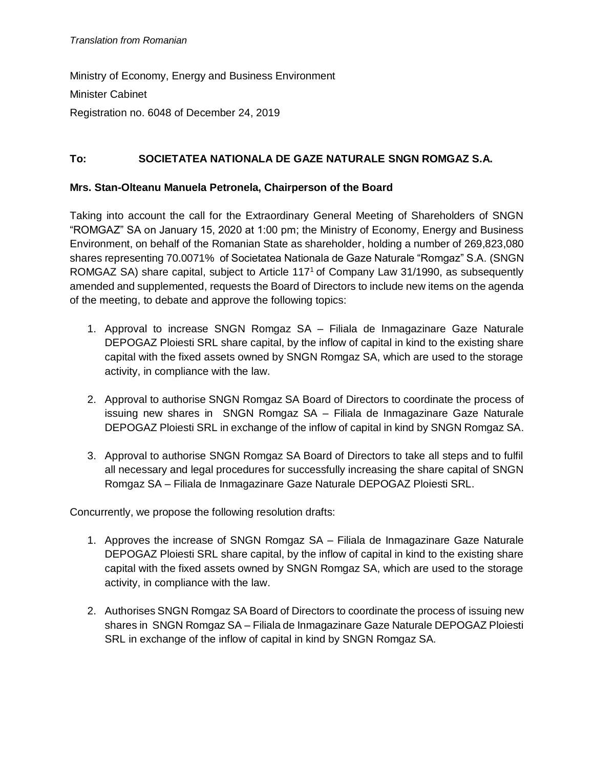*Translation from Romanian*

Ministry of Economy, Energy and Business Environment

Minister Cabinet

Registration no. 6048 of December 24, 2019

**To: SOCIETATEA NATIONALA DE GAZE NATURALE SNGN ROMGAZ S.A.**

**Mrs. Stan-Olteanu Manuela Petronela, Chairperson of the Board**

Taking into account the call for the Extraordinary General Meeting of Shareholders of SNGN "ROMGAZ" SA on January 15, 2020 at 1:00 pm; the Ministry of Economy, Energy and Business Environment, on behalf of the Romanian State as shareholder, holding a number of 269,823,080 shares representing 70.0071% of Societatea Nationala de Gaze Naturale "Romgaz" S.A. (SNGN ROMGAZ SA) share capital, subject to Article 117[1] of Company Law 31/1990, as subsequently amended and supplemented, requests the Board of Directors to include new items on the agenda of the meeting, to debate and approve the following topics:

1. Approval to increase SNGN Romgaz SA – Filiala de Inmagazinare Gaze Naturale DEPOGAZ Ploiesti SRL share capital, by the inflow of capital in kind to the existing share capital with the fixed assets owned by SNGN Romgaz SA, which are used to the storage activity, in compliance with the law.

2. Approval to authorise SNGN Romgaz SA Board of Directors to coordinate the process of issuing new shares in SNGN Romgaz SA – Filiala de Inmagazinare Gaze Naturale DEPOGAZ Ploiesti SRL in exchange of the inflow of capital in kind by SNGN Romgaz SA.

3. Approval to authorise SNGN Romgaz SA Board of Directors to take all steps and to fulfil all necessary and legal procedures for successfully increasing the share capital of SNGN Romgaz SA – Filiala de Inmagazinare Gaze Naturale DEPOGAZ Ploiesti SRL.

Concurrently, we propose the following resolution drafts:

1. Approves the increase of SNGN Romgaz SA – Filiala de Inmagazinare Gaze Naturale DEPOGAZ Ploiesti SRL share capital, by the inflow of capital in kind to the existing share capital with the fixed assets owned by SNGN Romgaz SA, which are used to the storage activity, in compliance with the law.

2. Authorises SNGN Romgaz SA Board of Directors to coordinate the process of issuing new shares in SNGN Romgaz SA – Filiala de Inmagazinare Gaze Naturale DEPOGAZ Ploiesti SRL in exchange of the inflow of capital in kind by SNGN Romgaz SA.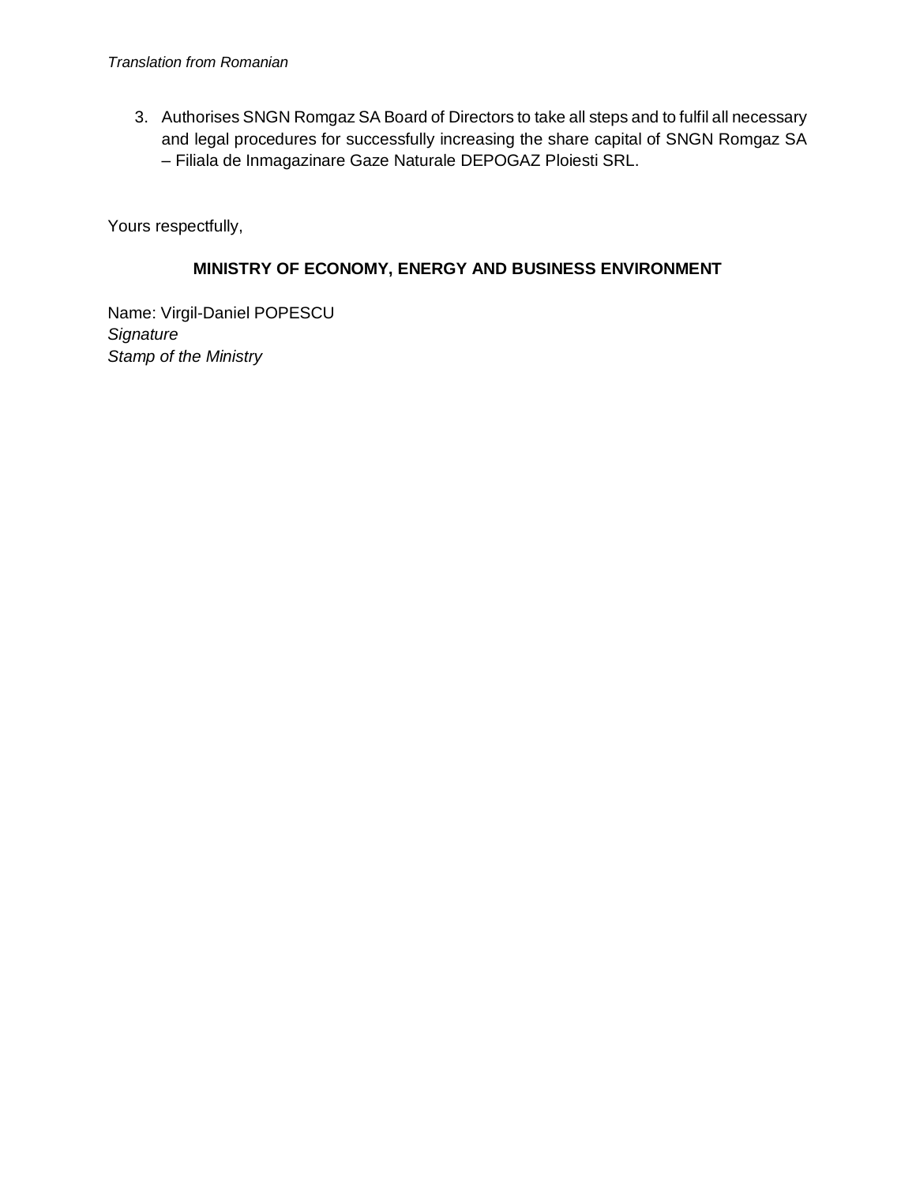*Translation from Romanian*

3. Authorises SNGN Romgaz SA Board of Directors to take all steps and to fulfil all necessary and legal procedures for successfully increasing the share capital of SNGN Romgaz SA – Filiala de Inmagazinare Gaze Naturale DEPOGAZ Ploiesti SRL.

Yours respectfully,

**MINISTRY OF ECONOMY, ENERGY AND BUSINESS ENVIRONMENT**

Name: Virgil-Daniel POPESCU
*Signature*
*Stamp of the Ministry*